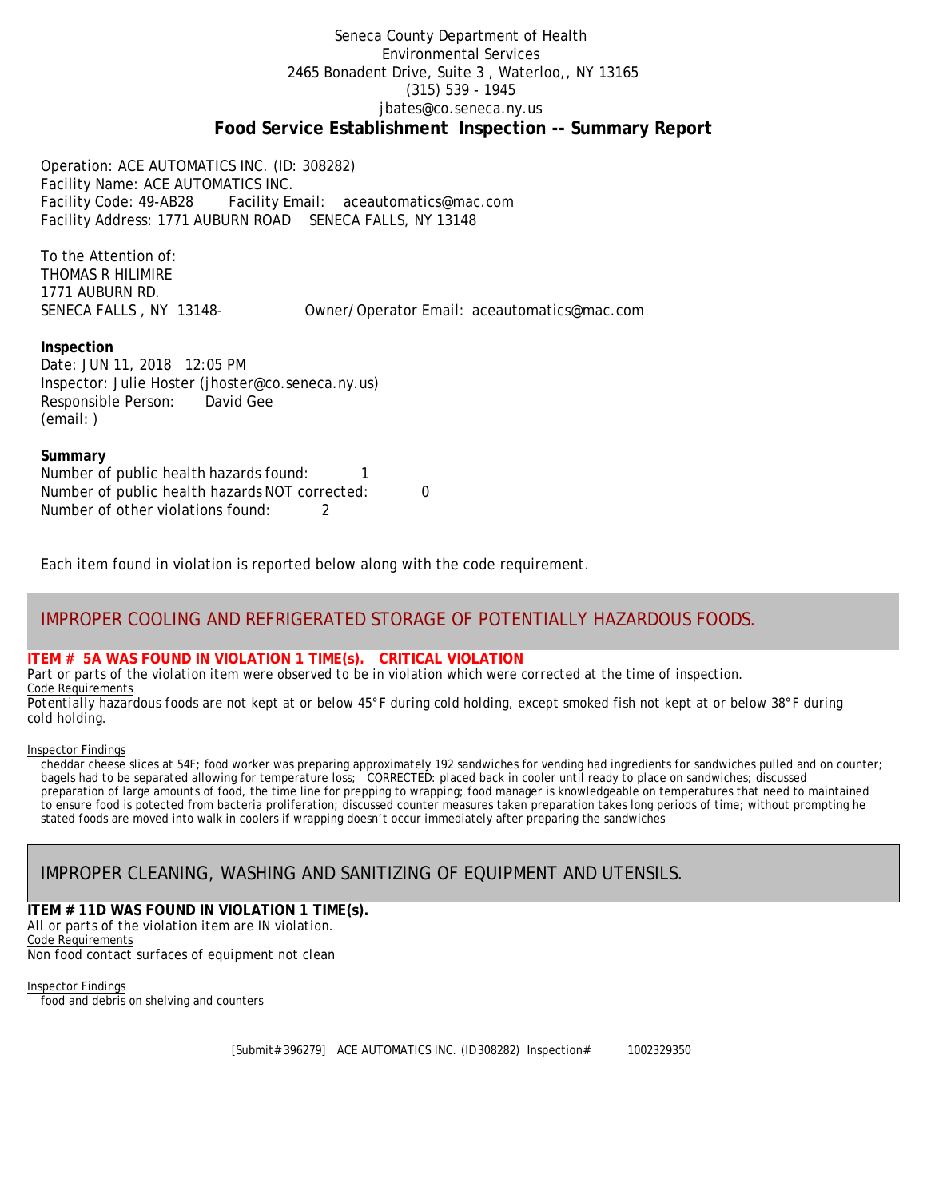Seneca County Department of Health
Environmental Services
2465 Bonadent Drive, Suite 3 , Waterloo,, NY 13165
(315) 539 - 1945
jbates@co.seneca.ny.us

# Food Service Establishment Inspection -- Summary Report

Operation: ACE AUTOMATICS INC. (ID: 308282)
Facility Name: ACE AUTOMATICS INC.
Facility Code: 49-AB28 Facility Email: aceautomatics@mac.com
Facility Address: 1771 AUBURN ROAD SENECA FALLS, NY 13148

To the Attention of:
THOMAS R HILIMIRE
1771 AUBURN RD.
SENECA FALLS , NY 13148- Owner/Operator Email: aceautomatics@mac.com

**Inspection**
Date: JUN 11, 2018 12:05 PM
Inspector: Julie Hoster (jhoster@co.seneca.ny.us)
Responsible Person: David Gee
(email: )

**Summary**
Number of public health hazards found: 1
Number of public health hazards NOT corrected: 0
Number of other violations found: 2

Each item found in violation is reported below along with the code requirement.

## IMPROPER COOLING AND REFRIGERATED STORAGE OF POTENTIALLY HAZARDOUS FOODS.

**ITEM # 5A WAS FOUND IN VIOLATION 1 TIME(s). CRITICAL VIOLATION**
Part or parts of the violation item were observed to be in violation which were corrected at the time of inspection.
Code Requirements
Potentially hazardous foods are not kept at or below 45°F during cold holding, except smoked fish not kept at or below 38°F during cold holding.

Inspector Findings
cheddar cheese slices at 54F; food worker was preparing approximately 192 sandwiches for vending had ingredients for sandwiches pulled and on counter; bagels had to be separated allowing for temperature loss; CORRECTED: placed back in cooler until ready to place on sandwiches; discussed preparation of large amounts of food, the time line for prepping to wrapping; food manager is knowledgeable on temperatures that need to maintained to ensure food is potected from bacteria proliferation; discussed counter measures taken preparation takes long periods of time; without prompting he stated foods are moved into walk in coolers if wrapping doesn't occur immediately after preparing the sandwiches

## IMPROPER CLEANING, WASHING AND SANITIZING OF EQUIPMENT AND UTENSILS.

**ITEM # 11D WAS FOUND IN VIOLATION 1 TIME(s).**
All or parts of the violation item are IN violation.
Code Requirements
Non food contact surfaces of equipment not clean

Inspector Findings
food and debris on shelving and counters

[Submit# 396279] ACE AUTOMATICS INC. (ID308282) Inspection# 1002329350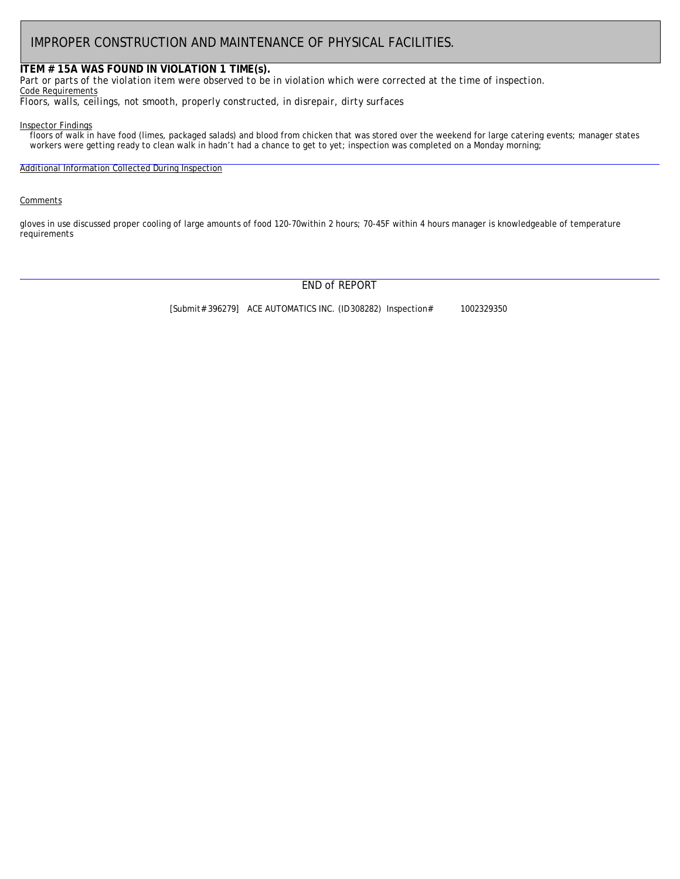## IMPROPER CONSTRUCTION AND MAINTENANCE OF PHYSICAL FACILITIES.

**ITEM # 15A WAS FOUND IN VIOLATION 1 TIME(s).**

*Part or parts of the violation item were observed to be in violation which were corrected at the time of inspection.*

Code Requirements

*Floors, walls, ceilings, not smooth, properly constructed, in disrepair, dirty surfaces*

Inspector Findings

floors of walk in have food (limes, packaged salads) and blood from chicken that was stored over the weekend for large catering events; manager states workers were getting ready to clean walk in hadn't had a chance to get to yet; inspection was completed on a Monday morning;

Additional Information Collected During Inspection

Comments

gloves in use discussed proper cooling of large amounts of food 120-70within 2 hours; 70-45F within 4 hours manager is knowledgeable of temperature requirements

END of REPORT

[Submit# 396279] ACE AUTOMATICS INC. (ID308282) Inspection# 1002329350